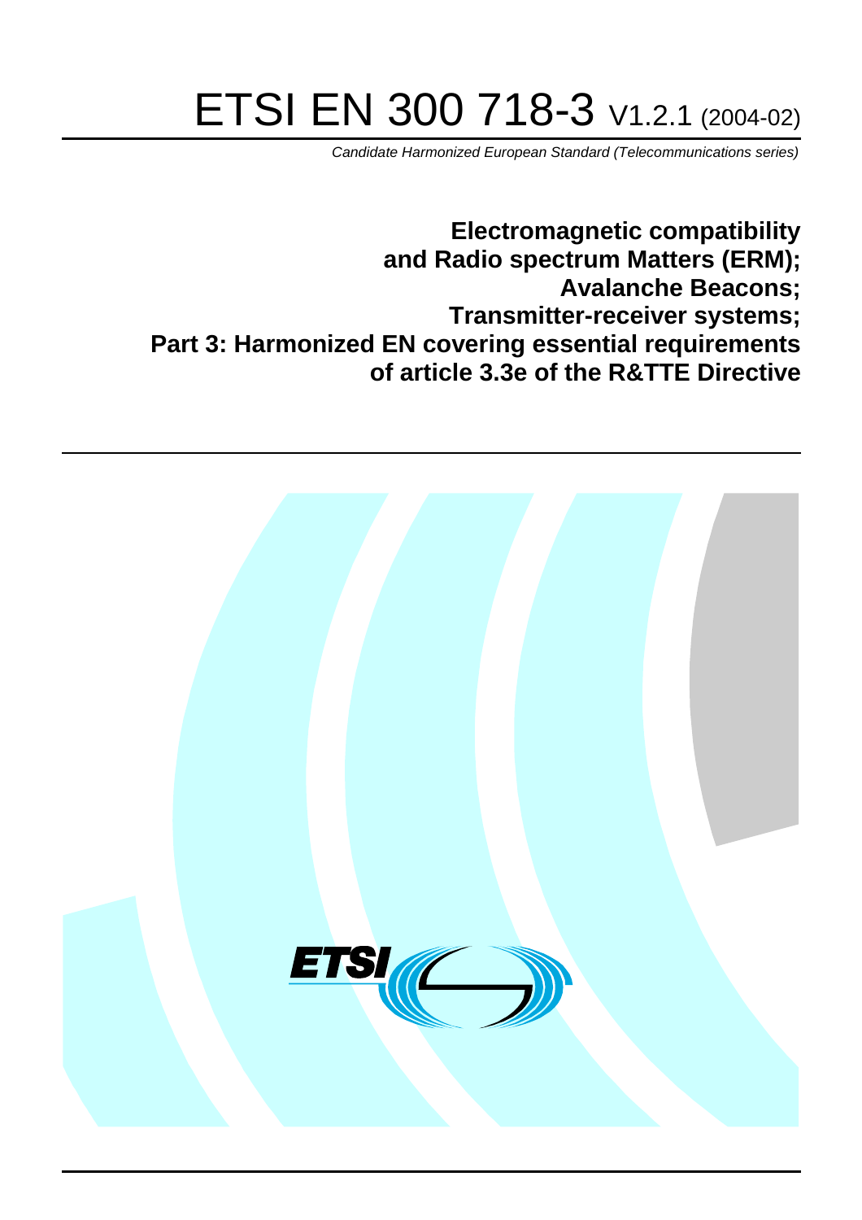# ETSI EN 300 718-3 V1.2.1 (2004-02)

*Candidate Harmonized European Standard (Telecommunications series)*

**Electromagnetic compatibility and Radio spectrum Matters (ERM); Avalanche Beacons; Transmitter-receiver systems; Part 3: Harmonized EN covering essential requirements of article 3.3e of the R&TTE Directive**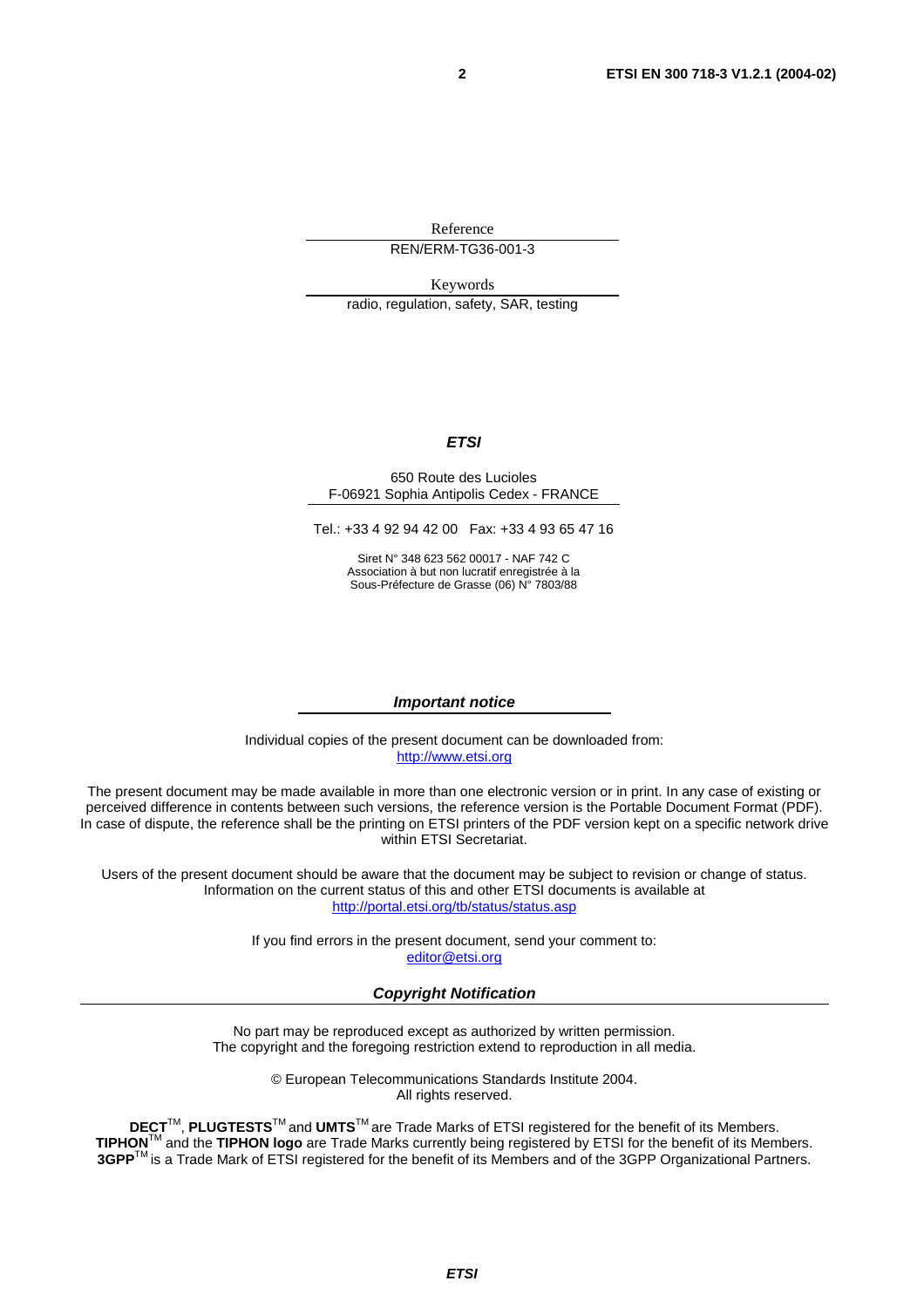Reference

REN/ERM-TG36-001-3

Keywords

radio, regulation, safety, SAR, testing

***ETSI***

650 Route des Lucioles
F-06921 Sophia Antipolis Cedex - FRANCE

Tel.: +33 4 92 94 42 00 Fax: +33 4 93 65 47 16

Siret N° 348 623 562 00017 - NAF 742 C
Association à but non lucratif enregistrée à la
Sous-Préfecture de Grasse (06) N° 7803/88

***Important notice***

Individual copies of the present document can be downloaded from:
http://www.etsi.org

The present document may be made available in more than one electronic version or in print. In any case of existing or perceived difference in contents between such versions, the reference version is the Portable Document Format (PDF). In case of dispute, the reference shall be the printing on ETSI printers of the PDF version kept on a specific network drive within ETSI Secretariat.

Users of the present document should be aware that the document may be subject to revision or change of status. Information on the current status of this and other ETSI documents is available at
http://portal.etsi.org/tb/status/status.asp

If you find errors in the present document, send your comment to:
editor@etsi.org

***Copyright Notification***

No part may be reproduced except as authorized by written permission.
The copyright and the foregoing restriction extend to reproduction in all media.

© European Telecommunications Standards Institute 2004.
All rights reserved.

**DECT**TM, **PLUGTESTS**TM and **UMTS**TM are Trade Marks of ETSI registered for the benefit of its Members.
**TIPHON**TM and the **TIPHON logo** are Trade Marks currently being registered by ETSI for the benefit of its Members.
**3GPP**TM is a Trade Mark of ETSI registered for the benefit of its Members and of the 3GPP Organizational Partners.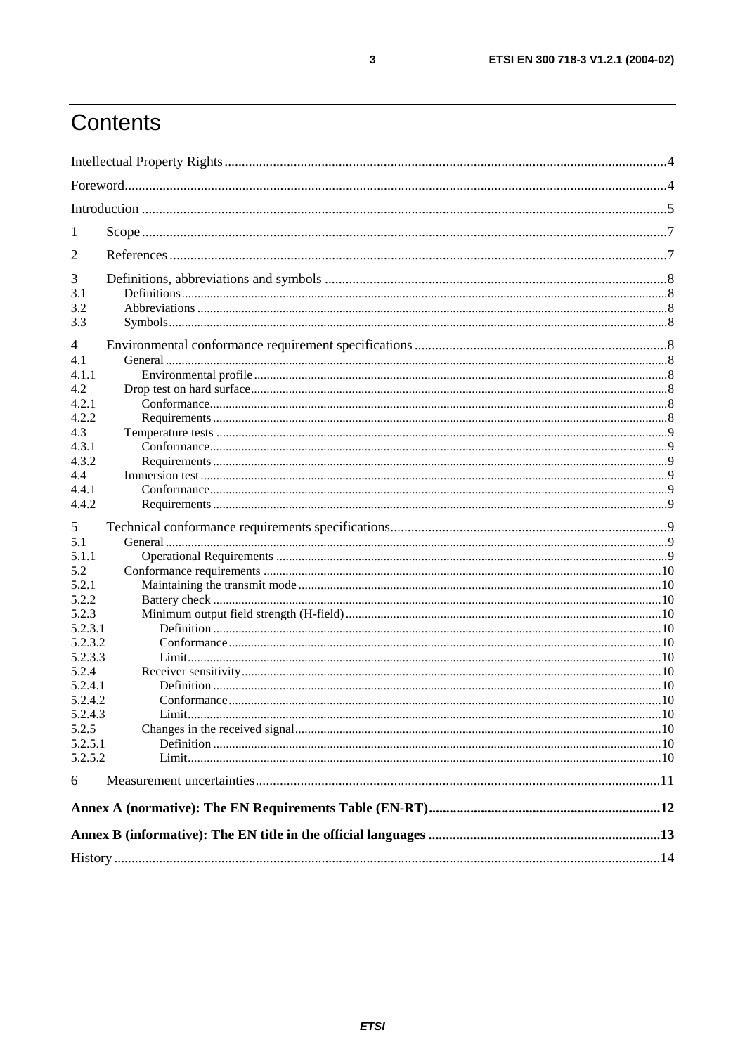# Contents

Intellectual Property Rights ....................................................................................................................................4

Foreword.............................................................................................................................................................4

Introduction ........................................................................................................................................................5

1 Scope ........................................................................................................................................................7

2 References ................................................................................................................................................7

3 Definitions, abbreviations and symbols ....................................................................................................8
3.1 Definitions..........................................................................................................................................................8
3.2 Abbreviations .....................................................................................................................................................8
3.3 Symbols..............................................................................................................................................................8

4 Environmental conformance requirement specifications ..........................................................................8
4.1 General ...............................................................................................................................................................8
4.1.1 Environmental profile ...................................................................................................................................8
4.2 Drop test on hard surface....................................................................................................................................8
4.2.1 Conformance.................................................................................................................................................8
4.2.2 Requirements ................................................................................................................................................8
4.3 Temperature tests ...............................................................................................................................................9
4.3.1 Conformance.................................................................................................................................................9
4.3.2 Requirements ................................................................................................................................................9
4.4 Immersion test....................................................................................................................................................9
4.4.1 Conformance.................................................................................................................................................9
4.4.2 Requirements ................................................................................................................................................9

5 Technical conformance requirements specifications.................................................................................9
5.1 General ...............................................................................................................................................................9
5.1.1 Operational Requirements ............................................................................................................................9
5.2 Conformance requirements ..............................................................................................................................10
5.2.1 Maintaining the transmit mode ...................................................................................................................10
5.2.2 Battery check ..............................................................................................................................................10
5.2.3 Minimum output field strength (H-field)....................................................................................................10
5.2.3.1 Definition ..............................................................................................................................................10
5.2.3.2 Conformance.........................................................................................................................................10
5.2.3.3 Limit......................................................................................................................................................10
5.2.4 Receiver sensitivity.....................................................................................................................................10
5.2.4.1 Definition ..............................................................................................................................................10
5.2.4.2 Conformance.........................................................................................................................................10
5.2.4.3 Limit......................................................................................................................................................10
5.2.5 Changes in the received signal....................................................................................................................10
5.2.5.1 Definition ..............................................................................................................................................10
5.2.5.2 Limit......................................................................................................................................................10

6 Measurement uncertainties......................................................................................................................11

**Annex A (normative): The EN Requirements Table (EN-RT)...................................................................12**

**Annex B (informative): The EN title in the official languages ...................................................................13**

History ..............................................................................................................................................................14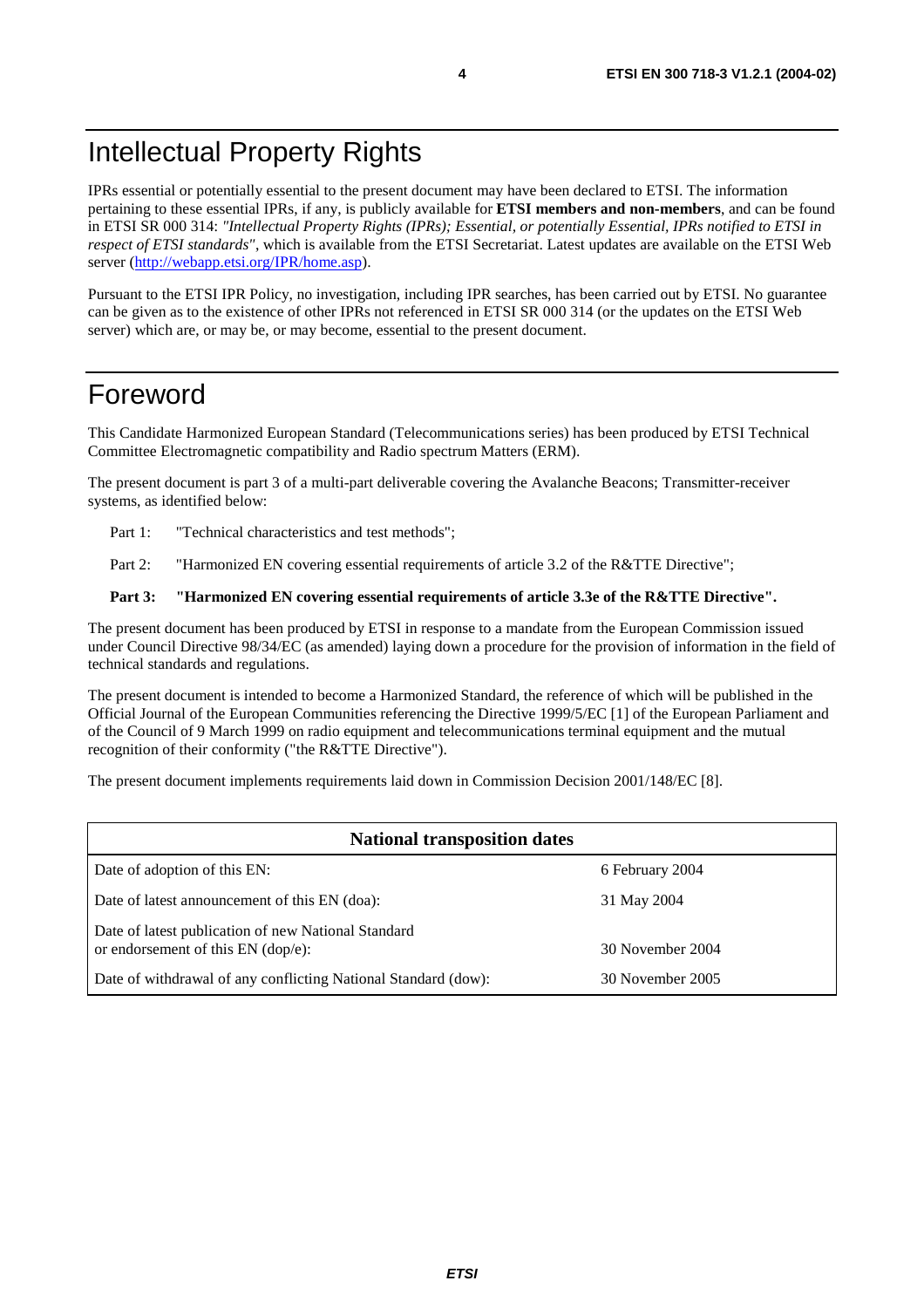# Intellectual Property Rights

IPRs essential or potentially essential to the present document may have been declared to ETSI. The information pertaining to these essential IPRs, if any, is publicly available for **ETSI members and non-members**, and can be found in ETSI SR 000 314: *"Intellectual Property Rights (IPRs); Essential, or potentially Essential, IPRs notified to ETSI in respect of ETSI standards"*, which is available from the ETSI Secretariat. Latest updates are available on the ETSI Web server (http://webapp.etsi.org/IPR/home.asp).

Pursuant to the ETSI IPR Policy, no investigation, including IPR searches, has been carried out by ETSI. No guarantee can be given as to the existence of other IPRs not referenced in ETSI SR 000 314 (or the updates on the ETSI Web server) which are, or may be, or may become, essential to the present document.

# Foreword

This Candidate Harmonized European Standard (Telecommunications series) has been produced by ETSI Technical Committee Electromagnetic compatibility and Radio spectrum Matters (ERM).

The present document is part 3 of a multi-part deliverable covering the Avalanche Beacons; Transmitter-receiver systems, as identified below:

Part 1: "Technical characteristics and test methods";

Part 2: "Harmonized EN covering essential requirements of article 3.2 of the R&TTE Directive";

**Part 3: "Harmonized EN covering essential requirements of article 3.3e of the R&TTE Directive".**

The present document has been produced by ETSI in response to a mandate from the European Commission issued under Council Directive 98/34/EC (as amended) laying down a procedure for the provision of information in the field of technical standards and regulations.

The present document is intended to become a Harmonized Standard, the reference of which will be published in the Official Journal of the European Communities referencing the Directive 1999/5/EC [1] of the European Parliament and of the Council of 9 March 1999 on radio equipment and telecommunications terminal equipment and the mutual recognition of their conformity ("the R&TTE Directive").

The present document implements requirements laid down in Commission Decision 2001/148/EC [8].

| National transposition dates | |
|---|---|
| Date of adoption of this EN: | 6 February 2004 |
| Date of latest announcement of this EN (doa): | 31 May 2004 |
| Date of latest publication of new National Standard or endorsement of this EN (dop/e): | 30 November 2004 |
| Date of withdrawal of any conflicting National Standard (dow): | 30 November 2005 |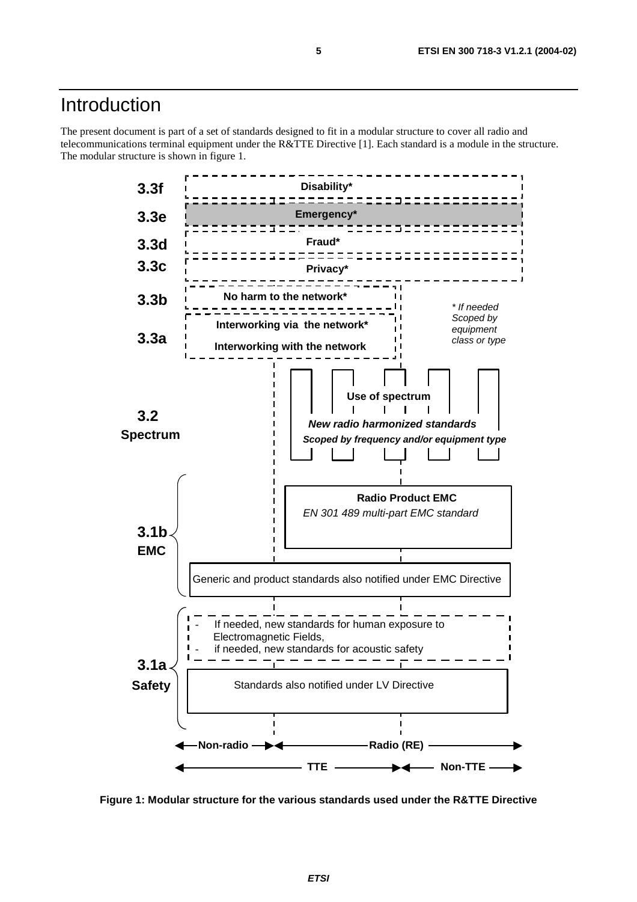# Introduction

The present document is part of a set of standards designed to fit in a modular structure to cover all radio and telecommunications terminal equipment under the R&TTE Directive [1]. Each standard is a module in the structure. The modular structure is shown in figure 1.

3.3f
Disability*

3.3e
Emergency*

3.3d
Fraud*

3.3c
Privacy*

3.3b
No harm to the network*

3.3a
Interworking via the network*
Interworking with the network

* If needed
Scoped by equipment class or type

3.2
Spectrum
Use of spectrum
New radio harmonized standards
Scoped by frequency and/or equipment type

3.1b
EMC
Radio Product EMC
EN 301 489 multi-part EMC standard
Generic and product standards also notified under EMC Directive

3.1a
Safety
- If needed, new standards for human exposure to Electromagnetic Fields,
- if needed, new standards for acoustic safety
Standards also notified under LV Directive

Non-radio
Radio (RE)
TTE
Non-TTE

**Figure 1: Modular structure for the various standards used under the R&TTE Directive**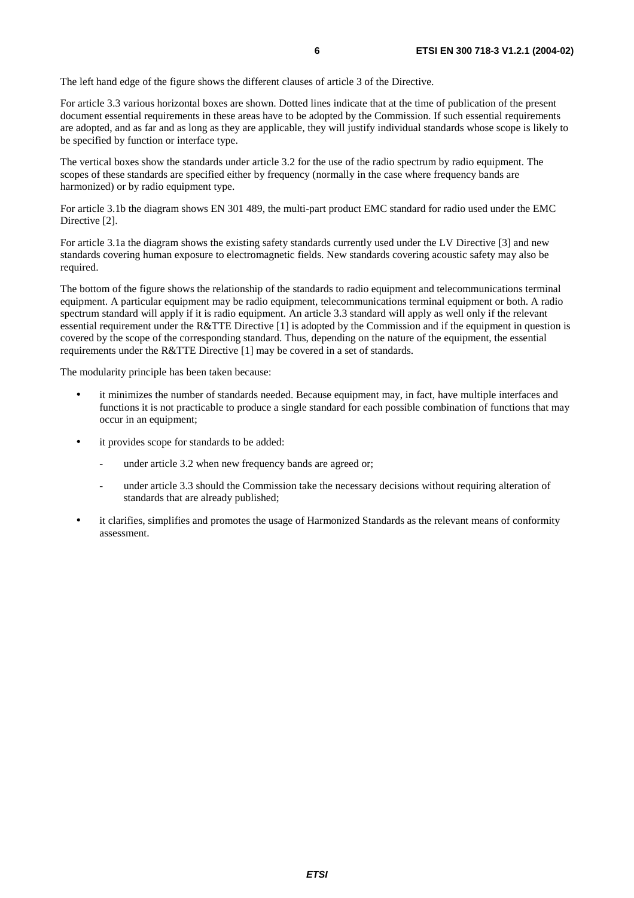The left hand edge of the figure shows the different clauses of article 3 of the Directive.

For article 3.3 various horizontal boxes are shown. Dotted lines indicate that at the time of publication of the present document essential requirements in these areas have to be adopted by the Commission. If such essential requirements are adopted, and as far and as long as they are applicable, they will justify individual standards whose scope is likely to be specified by function or interface type.

The vertical boxes show the standards under article 3.2 for the use of the radio spectrum by radio equipment. The scopes of these standards are specified either by frequency (normally in the case where frequency bands are harmonized) or by radio equipment type.

For article 3.1b the diagram shows EN 301 489, the multi-part product EMC standard for radio used under the EMC Directive [2].

For article 3.1a the diagram shows the existing safety standards currently used under the LV Directive [3] and new standards covering human exposure to electromagnetic fields. New standards covering acoustic safety may also be required.

The bottom of the figure shows the relationship of the standards to radio equipment and telecommunications terminal equipment. A particular equipment may be radio equipment, telecommunications terminal equipment or both. A radio spectrum standard will apply if it is radio equipment. An article 3.3 standard will apply as well only if the relevant essential requirement under the R&TTE Directive [1] is adopted by the Commission and if the equipment in question is covered by the scope of the corresponding standard. Thus, depending on the nature of the equipment, the essential requirements under the R&TTE Directive [1] may be covered in a set of standards.

The modularity principle has been taken because:

- it minimizes the number of standards needed. Because equipment may, in fact, have multiple interfaces and functions it is not practicable to produce a single standard for each possible combination of functions that may occur in an equipment;
- it provides scope for standards to be added:
    - under article 3.2 when new frequency bands are agreed or;
    - under article 3.3 should the Commission take the necessary decisions without requiring alteration of standards that are already published;
- it clarifies, simplifies and promotes the usage of Harmonized Standards as the relevant means of conformity assessment.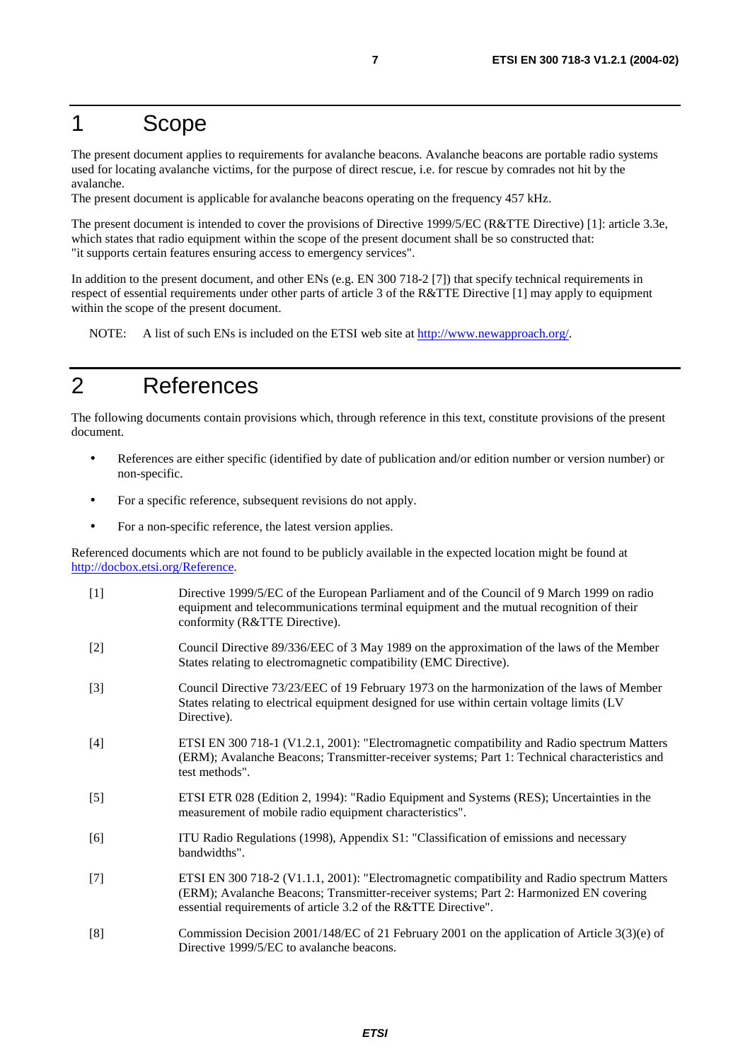# 1 Scope

The present document applies to requirements for avalanche beacons. Avalanche beacons are portable radio systems used for locating avalanche victims, for the purpose of direct rescue, i.e. for rescue by comrades not hit by the avalanche.
The present document is applicable for avalanche beacons operating on the frequency 457 kHz.

The present document is intended to cover the provisions of Directive 1999/5/EC (R&TTE Directive) [1]: article 3.3e, which states that radio equipment within the scope of the present document shall be so constructed that: "it supports certain features ensuring access to emergency services".

In addition to the present document, and other ENs (e.g. EN 300 718-2 [7]) that specify technical requirements in respect of essential requirements under other parts of article 3 of the R&TTE Directive [1] may apply to equipment within the scope of the present document.

NOTE: A list of such ENs is included on the ETSI web site at http://www.newapproach.org/.

# 2 References

The following documents contain provisions which, through reference in this text, constitute provisions of the present document.

- References are either specific (identified by date of publication and/or edition number or version number) or non-specific.
- For a specific reference, subsequent revisions do not apply.
- For a non-specific reference, the latest version applies.

Referenced documents which are not found to be publicly available in the expected location might be found at http://docbox.etsi.org/Reference.

[1] Directive 1999/5/EC of the European Parliament and of the Council of 9 March 1999 on radio equipment and telecommunications terminal equipment and the mutual recognition of their conformity (R&TTE Directive).

[2] Council Directive 89/336/EEC of 3 May 1989 on the approximation of the laws of the Member States relating to electromagnetic compatibility (EMC Directive).

[3] Council Directive 73/23/EEC of 19 February 1973 on the harmonization of the laws of Member States relating to electrical equipment designed for use within certain voltage limits (LV Directive).

[4] ETSI EN 300 718-1 (V1.2.1, 2001): "Electromagnetic compatibility and Radio spectrum Matters (ERM); Avalanche Beacons; Transmitter-receiver systems; Part 1: Technical characteristics and test methods".

[5] ETSI ETR 028 (Edition 2, 1994): "Radio Equipment and Systems (RES); Uncertainties in the measurement of mobile radio equipment characteristics".

[6] ITU Radio Regulations (1998), Appendix S1: "Classification of emissions and necessary bandwidths".

[7] ETSI EN 300 718-2 (V1.1.1, 2001): "Electromagnetic compatibility and Radio spectrum Matters (ERM); Avalanche Beacons; Transmitter-receiver systems; Part 2: Harmonized EN covering essential requirements of article 3.2 of the R&TTE Directive".

[8] Commission Decision 2001/148/EC of 21 February 2001 on the application of Article 3(3)(e) of Directive 1999/5/EC to avalanche beacons.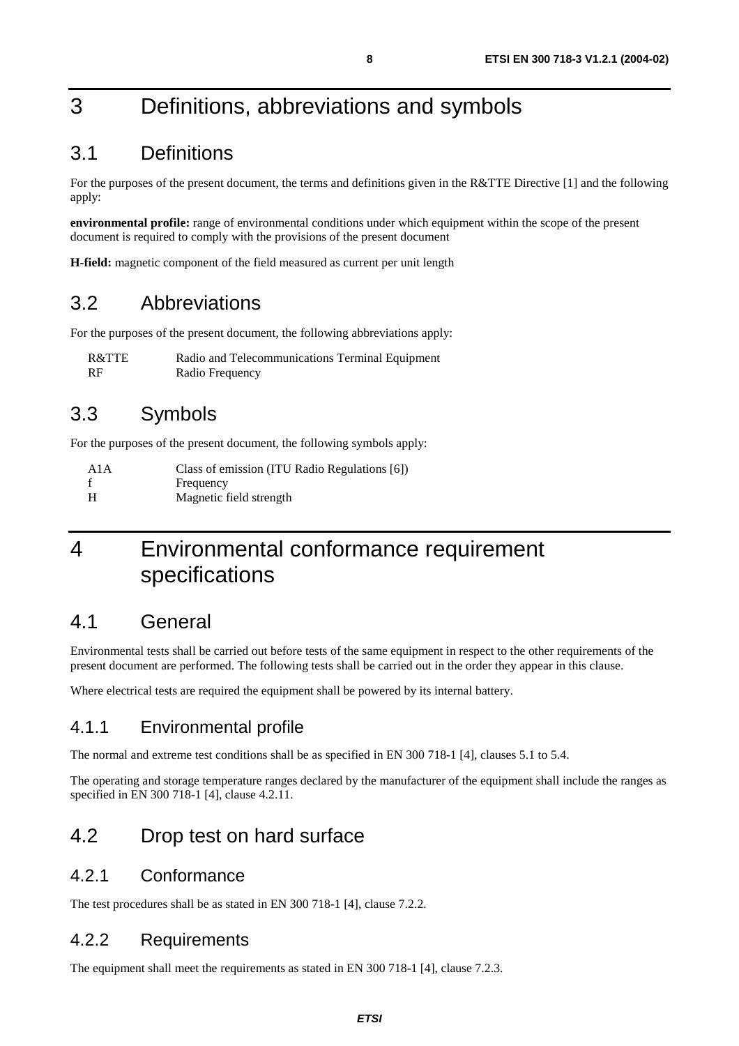# 3 Definitions, abbreviations and symbols

## 3.1 Definitions

For the purposes of the present document, the terms and definitions given in the R&TTE Directive [1] and the following apply:

**environmental profile:** range of environmental conditions under which equipment within the scope of the present document is required to comply with the provisions of the present document

**H-field:** magnetic component of the field measured as current per unit length

## 3.2 Abbreviations

For the purposes of the present document, the following abbreviations apply:

| | |
|---|---|
| R&TTE | Radio and Telecommunications Terminal Equipment |
| RF | Radio Frequency |

## 3.3 Symbols

For the purposes of the present document, the following symbols apply:

| | |
|---|---|
| A1A | Class of emission (ITU Radio Regulations [6]) |
| f | Frequency |
| H | Magnetic field strength |

# 4 Environmental conformance requirement specifications

## 4.1 General

Environmental tests shall be carried out before tests of the same equipment in respect to the other requirements of the present document are performed. The following tests shall be carried out in the order they appear in this clause.

Where electrical tests are required the equipment shall be powered by its internal battery.

### 4.1.1 Environmental profile

The normal and extreme test conditions shall be as specified in EN 300 718-1 [4], clauses 5.1 to 5.4.

The operating and storage temperature ranges declared by the manufacturer of the equipment shall include the ranges as specified in EN 300 718-1 [4], clause 4.2.11.

## 4.2 Drop test on hard surface

### 4.2.1 Conformance

The test procedures shall be as stated in EN 300 718-1 [4], clause 7.2.2.

### 4.2.2 Requirements

The equipment shall meet the requirements as stated in EN 300 718-1 [4], clause 7.2.3.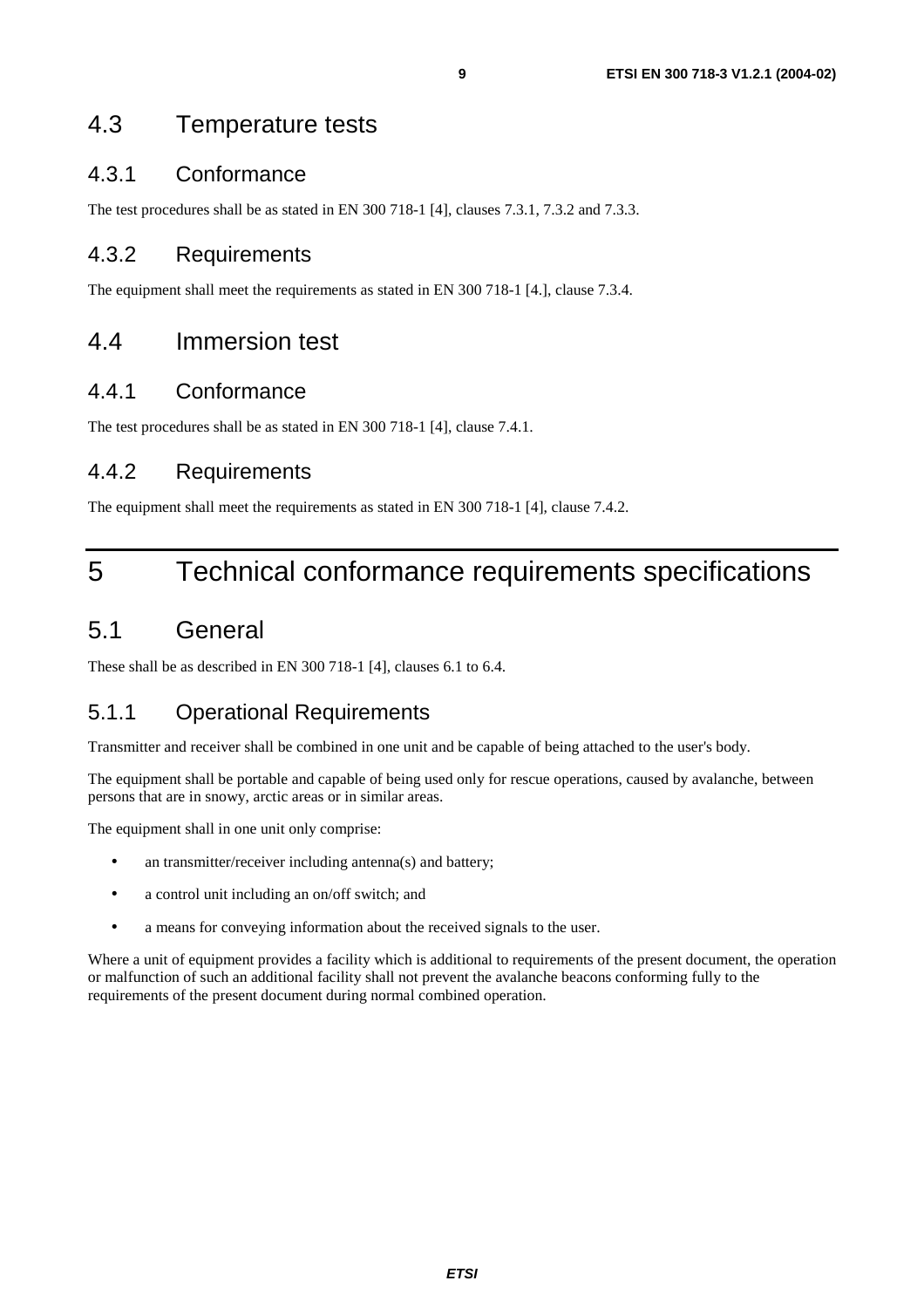## 4.3 Temperature tests

### 4.3.1 Conformance

The test procedures shall be as stated in EN 300 718-1 [4], clauses 7.3.1, 7.3.2 and 7.3.3.

### 4.3.2 Requirements

The equipment shall meet the requirements as stated in EN 300 718-1 [4.], clause 7.3.4.

## 4.4 Immersion test

### 4.4.1 Conformance

The test procedures shall be as stated in EN 300 718-1 [4], clause 7.4.1.

### 4.4.2 Requirements

The equipment shall meet the requirements as stated in EN 300 718-1 [4], clause 7.4.2.

# 5 Technical conformance requirements specifications

## 5.1 General

These shall be as described in EN 300 718-1 [4], clauses 6.1 to 6.4.

### 5.1.1 Operational Requirements

Transmitter and receiver shall be combined in one unit and be capable of being attached to the user's body.

The equipment shall be portable and capable of being used only for rescue operations, caused by avalanche, between persons that are in snowy, arctic areas or in similar areas.

The equipment shall in one unit only comprise:

- an transmitter/receiver including antenna(s) and battery;
- a control unit including an on/off switch; and
- a means for conveying information about the received signals to the user.

Where a unit of equipment provides a facility which is additional to requirements of the present document, the operation or malfunction of such an additional facility shall not prevent the avalanche beacons conforming fully to the requirements of the present document during normal combined operation.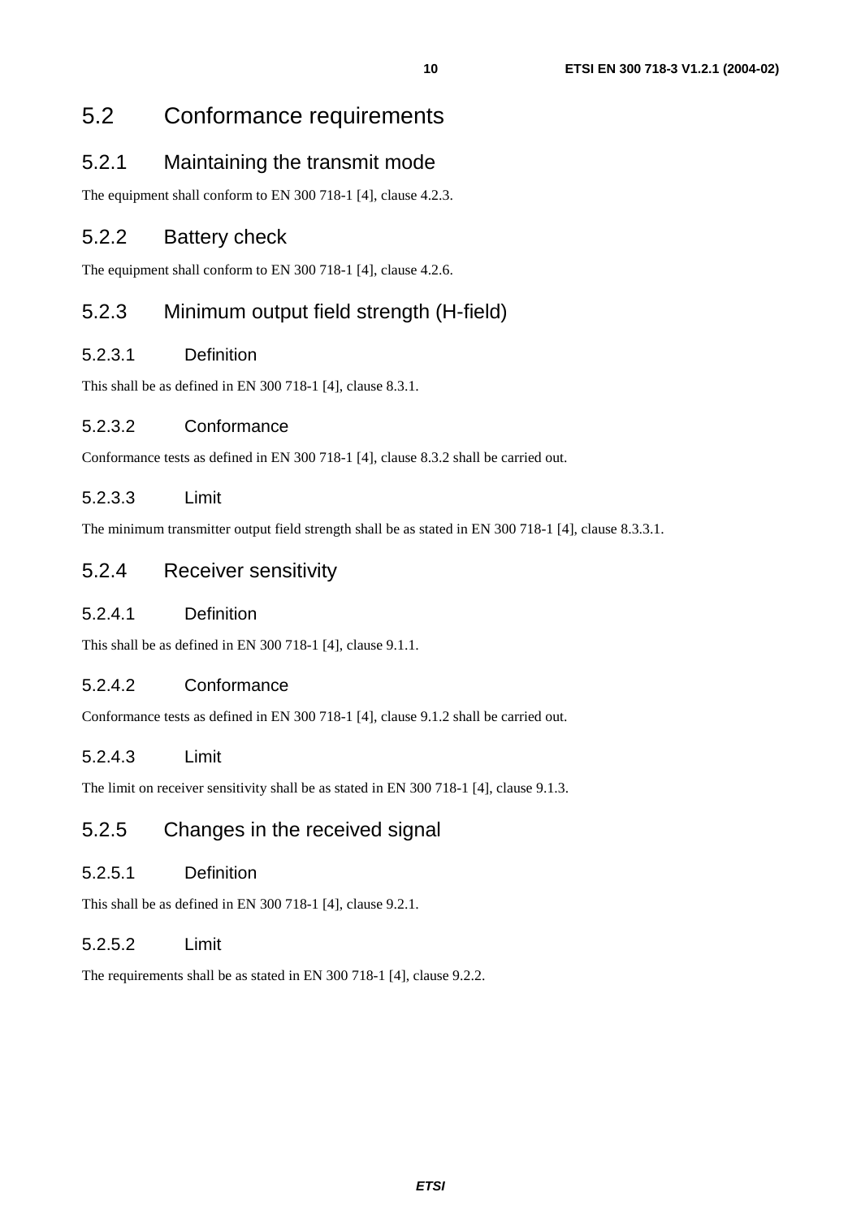## 5.2 Conformance requirements

### 5.2.1 Maintaining the transmit mode

The equipment shall conform to EN 300 718-1 [4], clause 4.2.3.

### 5.2.2 Battery check

The equipment shall conform to EN 300 718-1 [4], clause 4.2.6.

### 5.2.3 Minimum output field strength (H-field)

#### 5.2.3.1 Definition

This shall be as defined in EN 300 718-1 [4], clause 8.3.1.

#### 5.2.3.2 Conformance

Conformance tests as defined in EN 300 718-1 [4], clause 8.3.2 shall be carried out.

#### 5.2.3.3 Limit

The minimum transmitter output field strength shall be as stated in EN 300 718-1 [4], clause 8.3.3.1.

### 5.2.4 Receiver sensitivity

#### 5.2.4.1 Definition

This shall be as defined in EN 300 718-1 [4], clause 9.1.1.

#### 5.2.4.2 Conformance

Conformance tests as defined in EN 300 718-1 [4], clause 9.1.2 shall be carried out.

#### 5.2.4.3 Limit

The limit on receiver sensitivity shall be as stated in EN 300 718-1 [4], clause 9.1.3.

### 5.2.5 Changes in the received signal

#### 5.2.5.1 Definition

This shall be as defined in EN 300 718-1 [4], clause 9.2.1.

#### 5.2.5.2 Limit

The requirements shall be as stated in EN 300 718-1 [4], clause 9.2.2.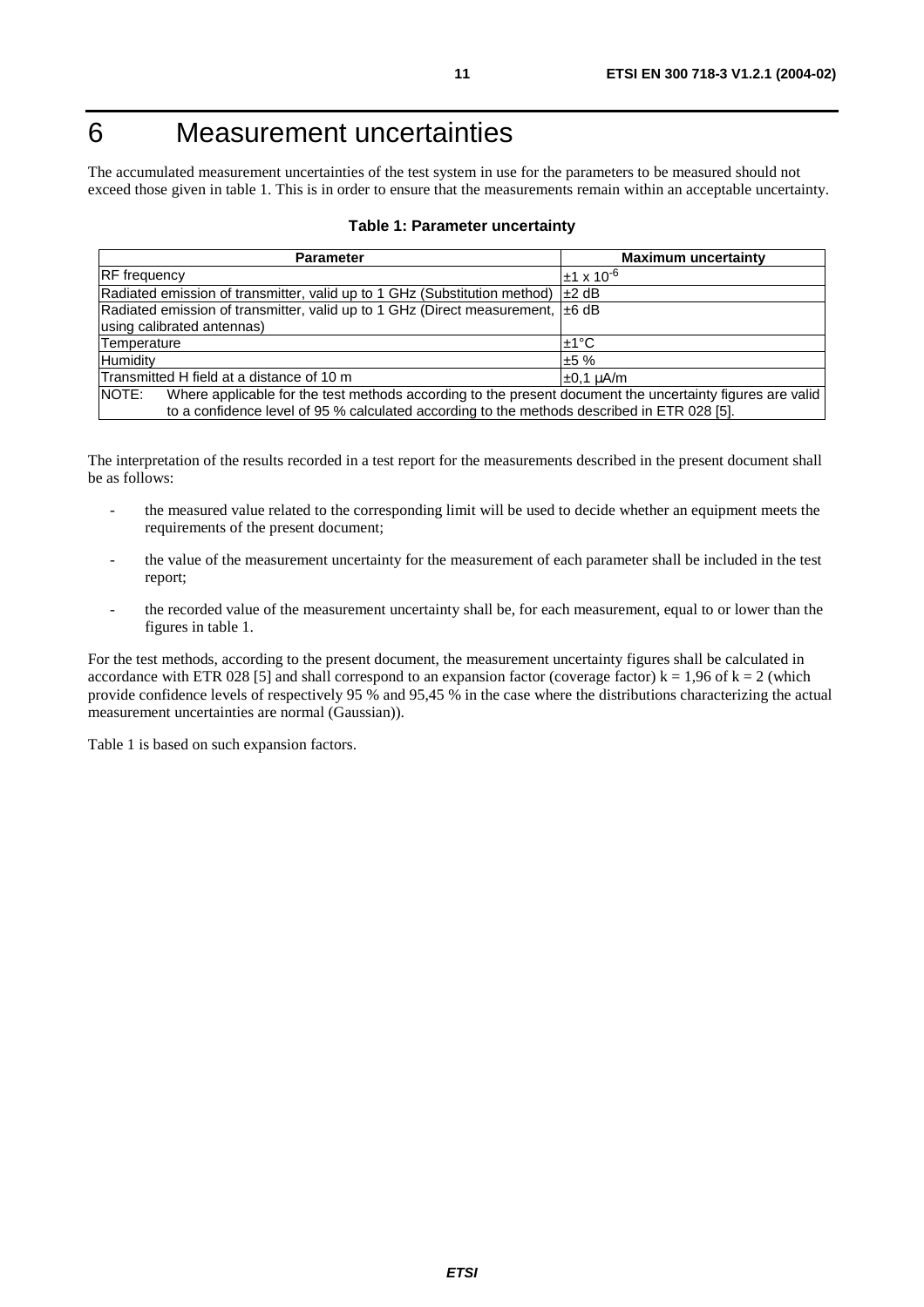# 6 Measurement uncertainties

The accumulated measurement uncertainties of the test system in use for the parameters to be measured should not exceed those given in table 1. This is in order to ensure that the measurements remain within an acceptable uncertainty.

**Table 1: Parameter uncertainty**

| Parameter | Maximum uncertainty |
|---|---|
| RF frequency | $\pm 1 \times 10^{-6}$ |
| Radiated emission of transmitter, valid up to 1 GHz (Substitution method) | ±2 dB |
| Radiated emission of transmitter, valid up to 1 GHz (Direct measurement, using calibrated antennas) | ±6 dB |
| Temperature | ±1°C |
| Humidity | ±5 % |
| Transmitted H field at a distance of 10 m | ±0,1 µA/m |
| NOTE: Where applicable for the test methods according to the present document the uncertainty figures are valid to a confidence level of 95 % calculated according to the methods described in ETR 028 [5]. | |

The interpretation of the results recorded in a test report for the measurements described in the present document shall be as follows:

- the measured value related to the corresponding limit will be used to decide whether an equipment meets the requirements of the present document;
- the value of the measurement uncertainty for the measurement of each parameter shall be included in the test report;
- the recorded value of the measurement uncertainty shall be, for each measurement, equal to or lower than the figures in table 1.

For the test methods, according to the present document, the measurement uncertainty figures shall be calculated in accordance with ETR 028 [5] and shall correspond to an expansion factor (coverage factor) $k = 1{,}96$ of $k = 2$ (which provide confidence levels of respectively 95 % and 95,45 % in the case where the distributions characterizing the actual measurement uncertainties are normal (Gaussian)).

Table 1 is based on such expansion factors.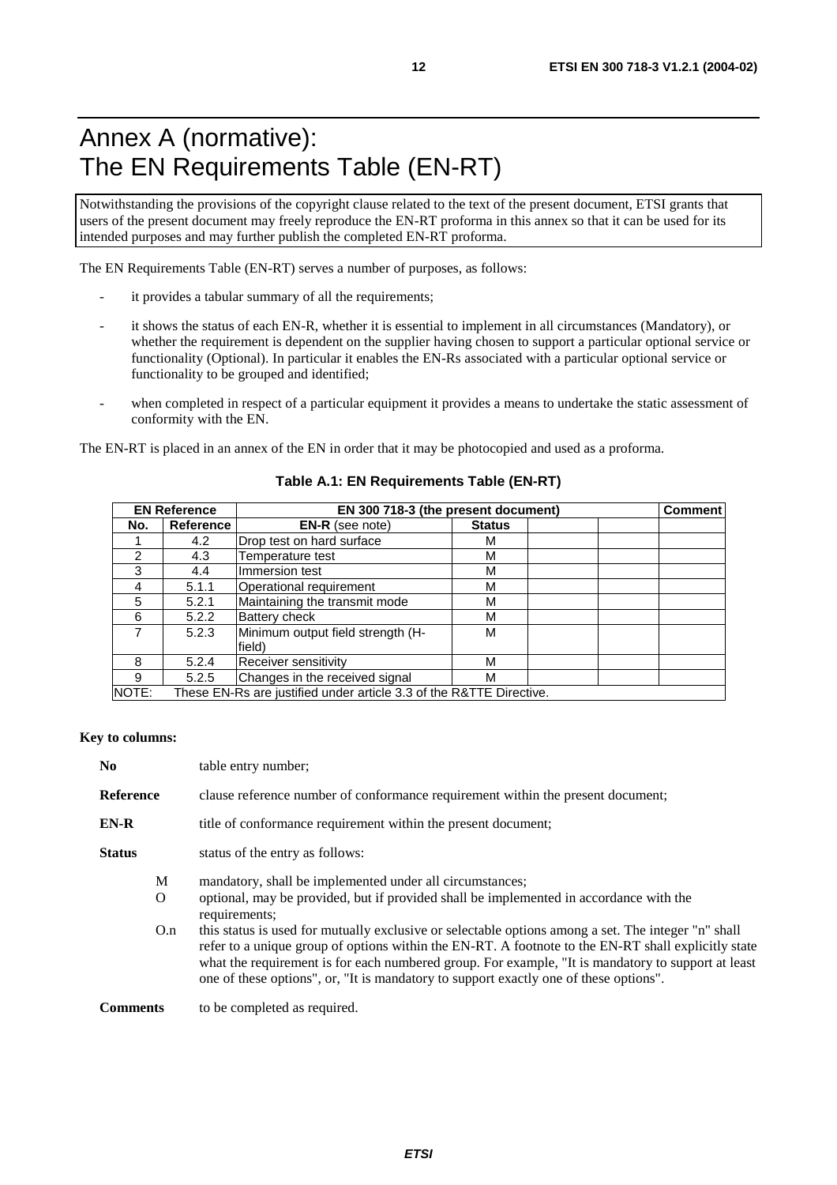# Annex A (normative): The EN Requirements Table (EN-RT)

Notwithstanding the provisions of the copyright clause related to the text of the present document, ETSI grants that users of the present document may freely reproduce the EN-RT proforma in this annex so that it can be used for its intended purposes and may further publish the completed EN-RT proforma.

The EN Requirements Table (EN-RT) serves a number of purposes, as follows:

- it provides a tabular summary of all the requirements;
- it shows the status of each EN-R, whether it is essential to implement in all circumstances (Mandatory), or whether the requirement is dependent on the supplier having chosen to support a particular optional service or functionality (Optional). In particular it enables the EN-Rs associated with a particular optional service or functionality to be grouped and identified;
- when completed in respect of a particular equipment it provides a means to undertake the static assessment of conformity with the EN.

The EN-RT is placed in an annex of the EN in order that it may be photocopied and used as a proforma.

**Table A.1: EN Requirements Table (EN-RT)**

| EN Reference | | EN 300 718-3 (the present document) | | | | Comment |
|---|---|---|---|---|---|---|
| No. | Reference | **EN-R** (see note) | Status | | | |
| 1 | 4.2 | Drop test on hard surface | M | | | |
| 2 | 4.3 | Temperature test | M | | | |
| 3 | 4.4 | Immersion test | M | | | |
| 4 | 5.1.1 | Operational requirement | M | | | |
| 5 | 5.2.1 | Maintaining the transmit mode | M | | | |
| 6 | 5.2.2 | Battery check | M | | | |
| 7 | 5.2.3 | Minimum output field strength (H-field) | M | | | |
| 8 | 5.2.4 | Receiver sensitivity | M | | | |
| 9 | 5.2.5 | Changes in the received signal | M | | | |
| NOTE: These EN-Rs are justified under article 3.3 of the R&TTE Directive. | | | | | | |

**Key to columns:**

**No** table entry number;

**Reference** clause reference number of conformance requirement within the present document;

**EN-R** title of conformance requirement within the present document;

**Status** status of the entry as follows:

- M mandatory, shall be implemented under all circumstances;
- O optional, may be provided, but if provided shall be implemented in accordance with the requirements;
- O.n this status is used for mutually exclusive or selectable options among a set. The integer "n" shall refer to a unique group of options within the EN-RT. A footnote to the EN-RT shall explicitly state what the requirement is for each numbered group. For example, "It is mandatory to support at least one of these options", or, "It is mandatory to support exactly one of these options".

**Comments** to be completed as required.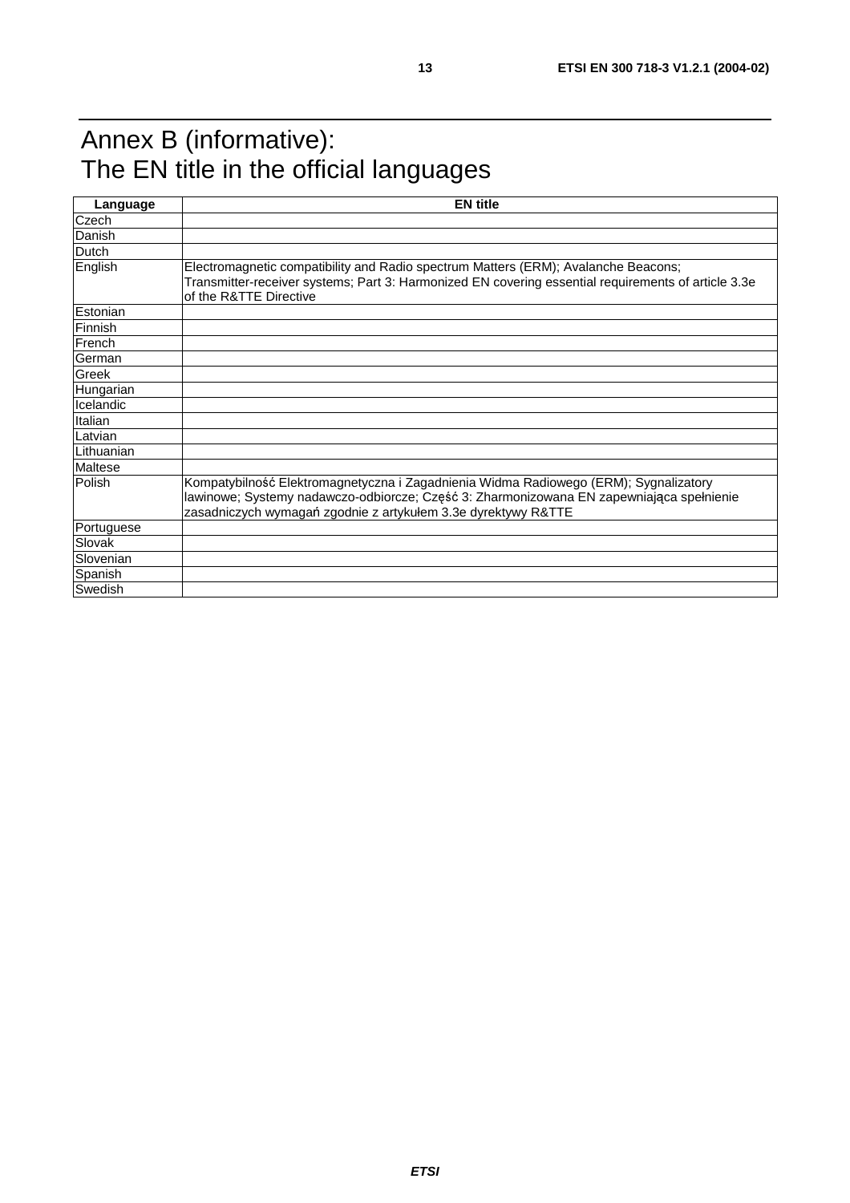# Annex B (informative): The EN title in the official languages

| Language | EN title |
|---|---|
| Czech | |
| Danish | |
| Dutch | |
| English | Electromagnetic compatibility and Radio spectrum Matters (ERM); Avalanche Beacons; Transmitter-receiver systems; Part 3: Harmonized EN covering essential requirements of article 3.3e of the R&TTE Directive |
| Estonian | |
| Finnish | |
| French | |
| German | |
| Greek | |
| Hungarian | |
| Icelandic | |
| Italian | |
| Latvian | |
| Lithuanian | |
| Maltese | |
| Polish | Kompatybilność Elektromagnetyczna i Zagadnienia Widma Radiowego (ERM); Sygnalizatory lawinowe; Systemy nadawczo-odbiorcze; Część 3: Zharmonizowana EN zapewniająca spełnienie zasadniczych wymagań zgodnie z artykułem 3.3e dyrektywy R&TTE |
| Portuguese | |
| Slovak | |
| Slovenian | |
| Spanish | |
| Swedish | |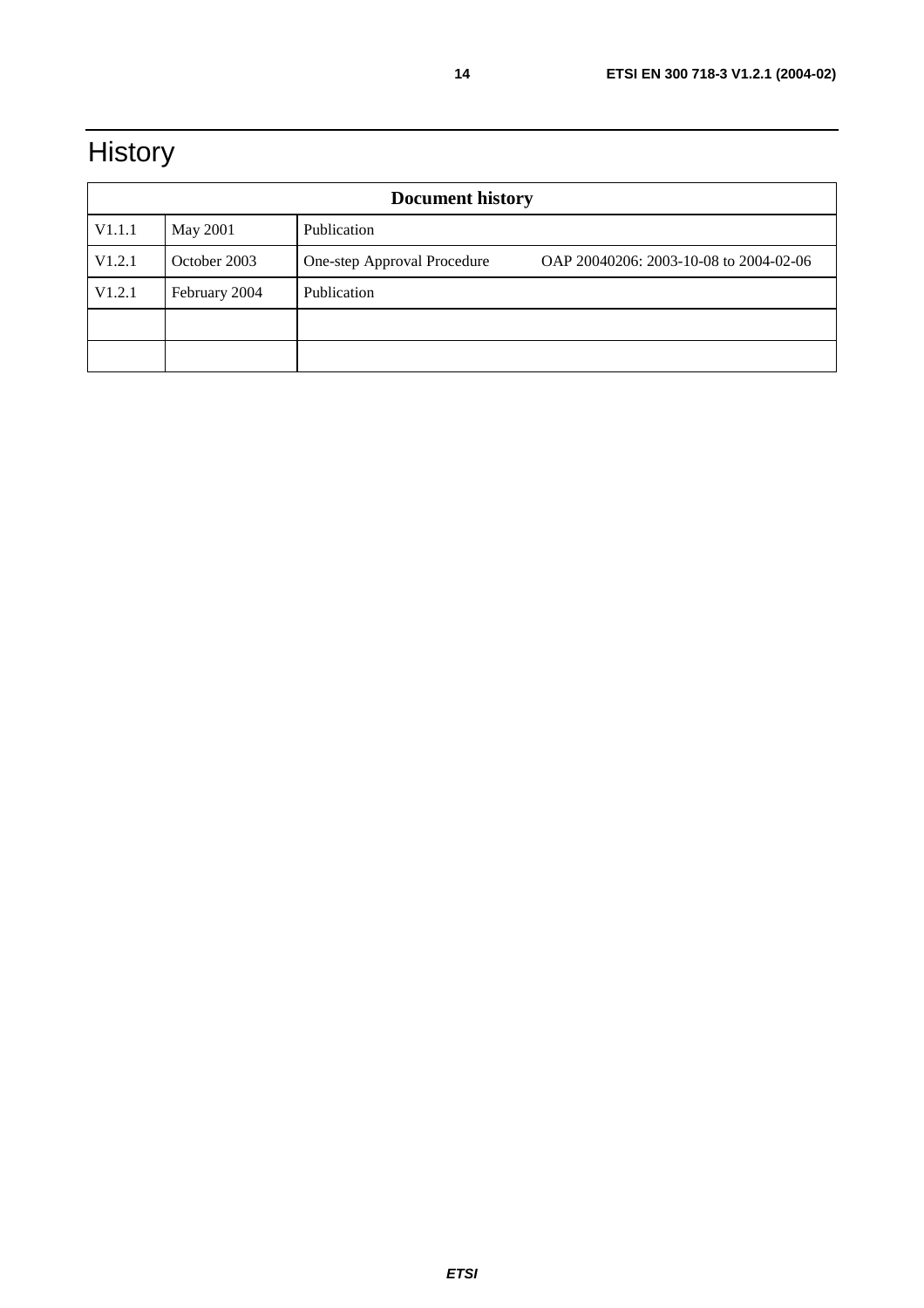# History

| Document history | | |
|---|---|---|
| V1.1.1 | May 2001 | Publication |
| V1.2.1 | October 2003 | One-step Approval Procedure          OAP 20040206: 2003-10-08 to 2004-02-06 |
| V1.2.1 | February 2004 | Publication |
| | | |
| | | |